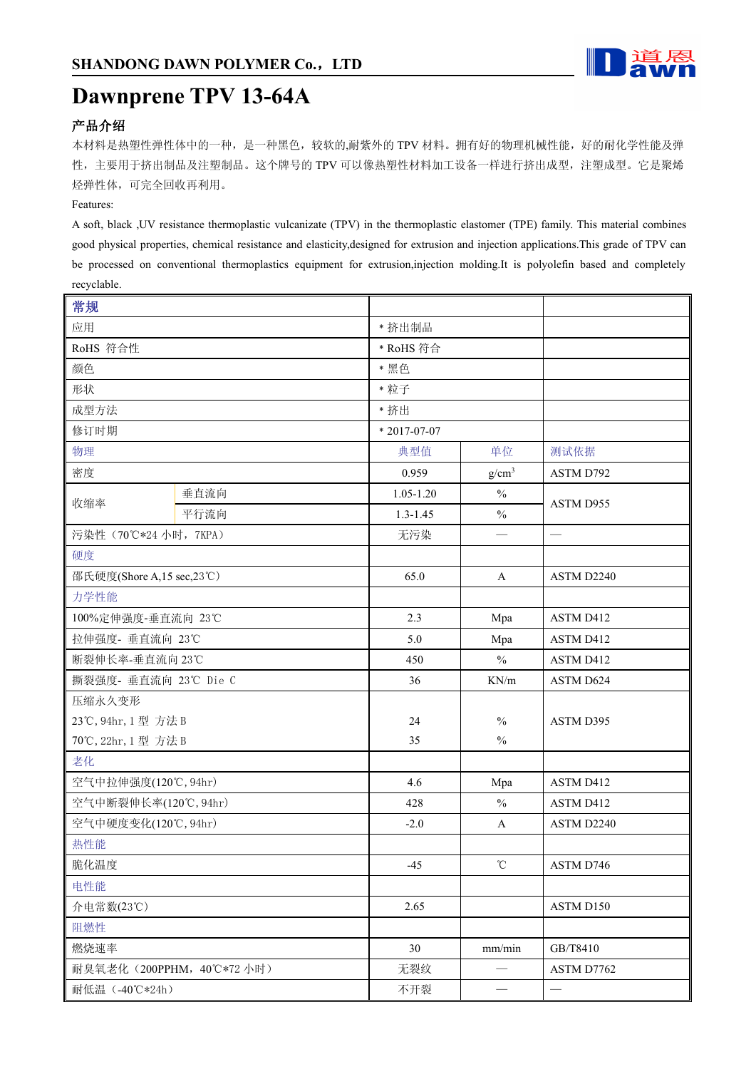SHANDONG DAWN POLYMER Co.，LTD

# Dawnprene TPV 13-64A

### 产品介绍

本材料是热塑性弹性体中的一种，是一种黑色，较软的,耐紫外的 TPV 材料。拥有好的物理机械性能，好的耐化学性能及弹性，主要用于挤出制品及注塑制品。这个牌号的 TPV 可以像热塑性材料加工设备一样进行挤出成型，注塑成型。它是聚烯烃弹性体，可完全回收再利用。

Features:

A soft, black ,UV resistance thermoplastic vulcanizate (TPV) in the thermoplastic elastomer (TPE) family. This material combines good physical properties, chemical resistance and elasticity,designed for extrusion and injection applications.This grade of TPV can be processed on conventional thermoplastics equipment for extrusion,injection molding.It is polyolefin based and completely recyclable.

| 常规 | | | | |
|---|---|---|---|---|
| 应用 | | * 挤出制品 | | |
| RoHS 符合性 | | * RoHS 符合 | | |
| 颜色 | | * 黑色 | | |
| 形状 | | * 粒子 | | |
| 成型方法 | | * 挤出 | | |
| 修订时期 | | * 2017-07-07 | | |
| 物理 | | 典型值 | 单位 | 测试依据 |
| 密度 | | 0.959 | g/cm$^3$ | ASTM D792 |
| 收缩率 | 垂直流向 | 1.05-1.20 | % | ASTM D955 |
| | 平行流向 | 1.3-1.45 | % | |
| 污染性（70℃*24 小时，7KPA） | | 无污染 | — | — |
| 硬度 | | | | |
| 邵氏硬度(Shore A,15 sec,23℃) | | 65.0 | A | ASTM D2240 |
| 力学性能 | | | | |
| 100%定伸强度-垂直流向 23℃ | | 2.3 | Mpa | ASTM D412 |
| 拉伸强度- 垂直流向 23℃ | | 5.0 | Mpa | ASTM D412 |
| 断裂伸长率-垂直流向 23℃ | | 450 | % | ASTM D412 |
| 撕裂强度- 垂直流向 23℃ Die C | | 36 | KN/m | ASTM D624 |
| 压缩永久变形 | | | | ASTM D395 |
| 23℃,94hr,1 型 方法 B | | 24 | % | |
| 70℃,22hr,1 型 方法 B | | 35 | % | |
| 老化 | | | | |
| 空气中拉伸强度(120℃,94hr) | | 4.6 | Mpa | ASTM D412 |
| 空气中断裂伸长率(120℃,94hr) | | 428 | % | ASTM D412 |
| 空气中硬度变化(120℃,94hr) | | -2.0 | A | ASTM D2240 |
| 热性能 | | | | |
| 脆化温度 | | -45 | ℃ | ASTM D746 |
| 电性能 | | | | |
| 介电常数(23℃) | | 2.65 | | ASTM D150 |
| 阻燃性 | | | | |
| 燃烧速率 | | 30 | mm/min | GB/T8410 |
| 耐臭氧老化（200PPHM，40℃*72 小时） | | 无裂纹 | — | ASTM D7762 |
| 耐低温（-40℃*24h） | | 不开裂 | — | — |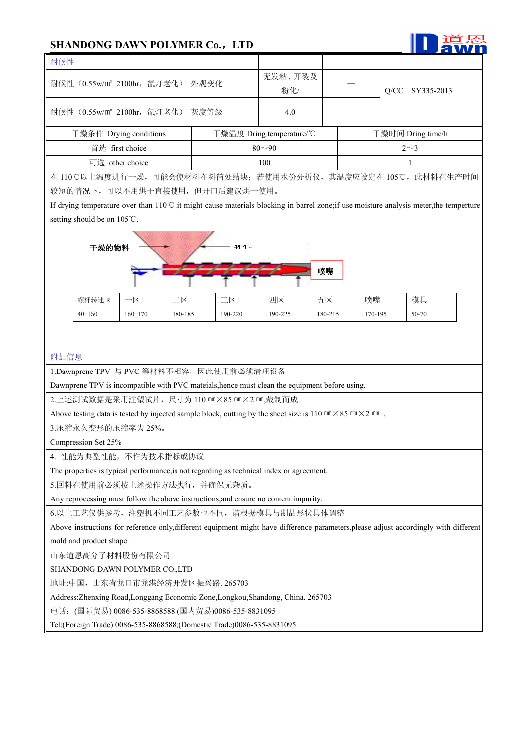| 耐候性 | | | |
|---|---|---|---|
| 耐候性（0.55w/m² 2100hr，氙灯老化） 外观变化 | 无发粘、开裂及粉化/ | — | Q/CC SY335-2013 |
| 耐候性（0.55w/m² 2100hr，氙灯老化） 灰度等级 | 4.0 | | |

| 干燥条件 Drying conditions | 干燥温度 Dring temperature/℃ | 干燥时间 Dring time/h |
|---|---|---|
| 首选 first choice | 80～90 | 2～3 |
| 可选 other choice | 100 | 1 |

在 110℃以上温度进行干燥，可能会使材料在料筒处结块；若使用水份分析仪，其温度应设定在 105℃，此材料在生产时间较短的情况下，可以不用烘干直接使用，但开口后建议烘干使用。

If drying temperature over than 110℃,it might cause materials blocking in barrel zone;if use moisture analysis meter,the temperture setting should be on 105℃.

干燥的物料

料斗

喷嘴

| 螺杆转速 R | 一区 | 二区 | 三区 | 四区 | 五区 | 喷嘴 | 模具 |
|---|---|---|---|---|---|---|---|
| 40-150 | 160-170 | 180-185 | 190-220 | 190-225 | 180-215 | 170-195 | 50-70 |

附加信息

1.Dawnprene TPV 与 PVC 等材料不相容，因此使用前必须清理设备

Dawnprene TPV is incompatible with PVC mateials,hence must clean the equipment before using.

2.上述测试数据是采用注塑试片，尺寸为 110 ㎜×85 ㎜×2 ㎜,裁制而成.

Above testing data is tested by injected sample block, cutting by the sheet size is 110 ㎜×85 ㎜×2 ㎜ .

3.压缩永久变形的压缩率为 25%。

Compression Set 25%

4. 性能为典型性能，不作为技术指标或协议.

The properties is typical performance,is not regarding as technical index or agreement.

5.回料在使用前必须按上述操作方法执行，并确保无杂质。

Any reprocessing must follow the above instructions,and ensure no content impurity.

6.以上工艺仅供参考，注塑机不同工艺参数也不同，请根据模具与制品形状具体调整

Above instructions for reference only,different equipment might have difference parameters,please adjust accordingly with different mold and product shape.

山东道恩高分子材料股份有限公司

SHANDONG DAWN POLYMER CO.,LTD

地址:中国，山东省龙口市龙港经济开发区振兴路. 265703

Address:Zhenxing Road,Longgang Economic Zone,Longkou,Shandong, China. 265703

电话：(国际贸易) 0086-535-8868588;(国内贸易)0086-535-8831095

Tel:(Foreign Trade) 0086-535-8868588;(Domestic Trade)0086-535-8831095